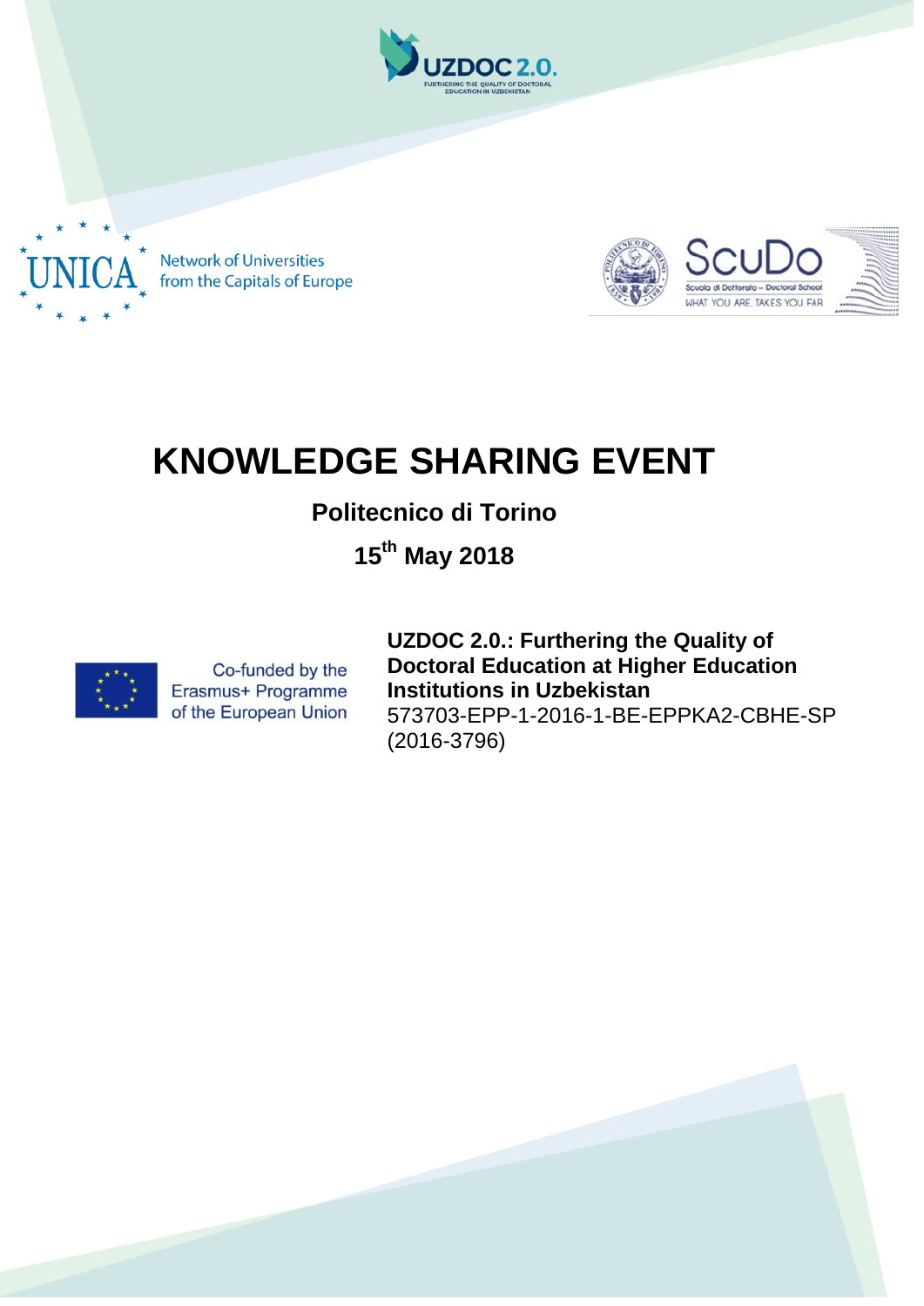UZDOC 2.0.
FURTHERING THE QUALITY OF DOCTORAL EDUCATION IN UZBEKISTAN

UNICA Network of Universities from the Capitals of Europe

ScuDo Scuola di Dottorato – Doctoral School
WHAT YOU ARE, TAKES YOU FAR

# KNOWLEDGE SHARING EVENT

**Politecnico di Torino**

**15th May 2018**

Co-funded by the Erasmus+ Programme of the European Union

**UZDOC 2.0.: Furthering the Quality of Doctoral Education at Higher Education Institutions in Uzbekistan**
573703-EPP-1-2016-1-BE-EPPKA2-CBHE-SP (2016-3796)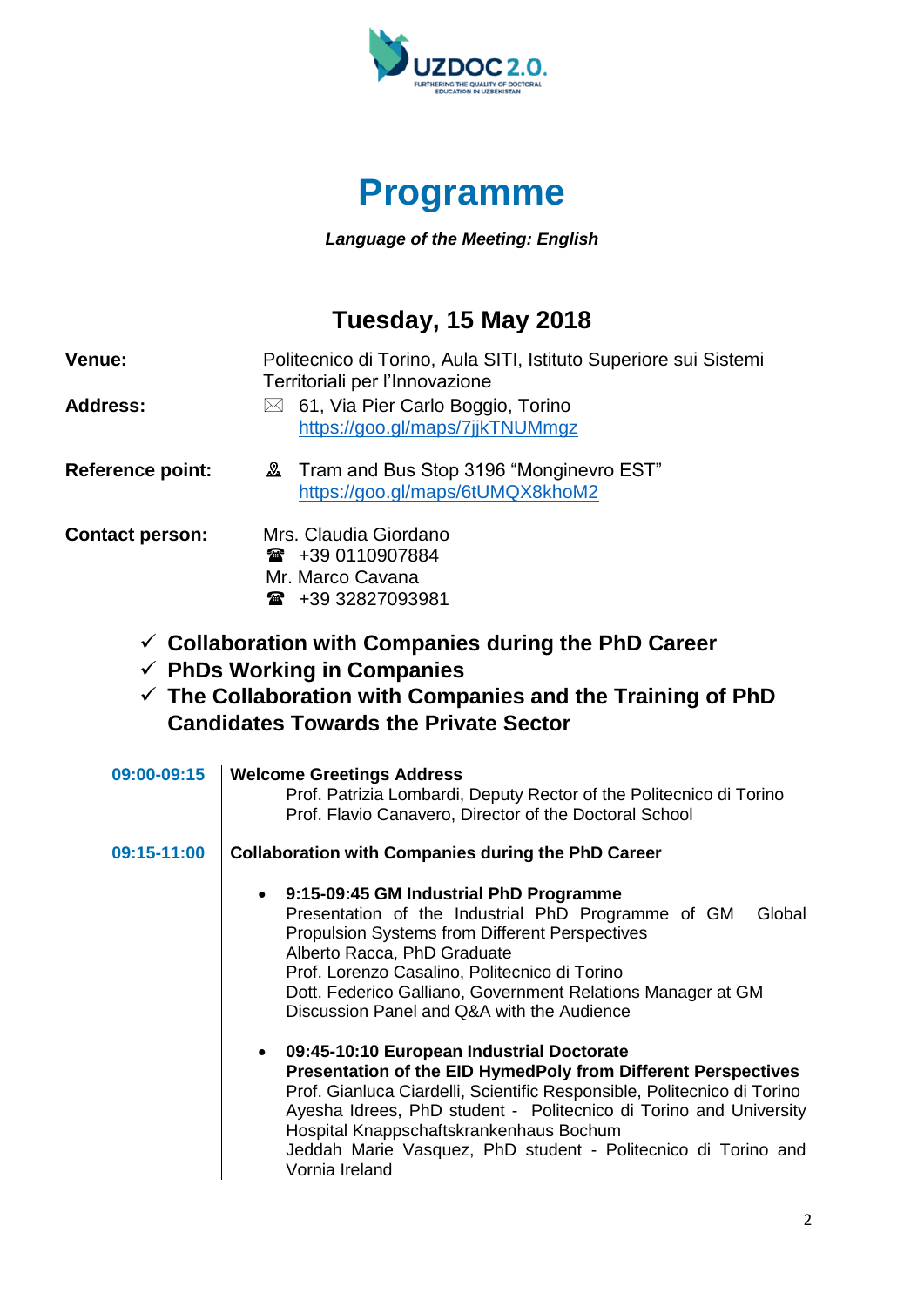# Programme

***Language of the Meeting: English***

## Tuesday, 15 May 2018

**Venue:** Politecnico di Torino, Aula SITI, Istituto Superiore sui Sistemi Territoriali per l'Innovazione

**Address:** ✉ 61, Via Pier Carlo Boggio, Torino
https://goo.gl/maps/7jjkTNUMmgz

**Reference point:** Tram and Bus Stop 3196 "Monginevro EST"
https://goo.gl/maps/6tUMQX8khoM2

**Contact person:** Mrs. Claudia Giordano
☎ +39 0110907884
Mr. Marco Cavana
☎ +39 32827093981

- ✓ **Collaboration with Companies during the PhD Career**
- ✓ **PhDs Working in Companies**
- ✓ **The Collaboration with Companies and the Training of PhD Candidates Towards the Private Sector**

**09:00-09:15** | **Welcome Greetings Address**
Prof. Patrizia Lombardi, Deputy Rector of the Politecnico di Torino
Prof. Flavio Canavero, Director of the Doctoral School

**09:15-11:00** | **Collaboration with Companies during the PhD Career**

- **9:15-09:45 GM Industrial PhD Programme**
  Presentation of the Industrial PhD Programme of GM Global Propulsion Systems from Different Perspectives
  Alberto Racca, PhD Graduate
  Prof. Lorenzo Casalino, Politecnico di Torino
  Dott. Federico Galliano, Government Relations Manager at GM
  Discussion Panel and Q&A with the Audience

- **09:45-10:10 European Industrial Doctorate**
  **Presentation of the EID HymedPoly from Different Perspectives**
  Prof. Gianluca Ciardelli, Scientific Responsible, Politecnico di Torino
  Ayesha Idrees, PhD student - Politecnico di Torino and University Hospital Knappschaftskrankenhaus Bochum
  Jeddah Marie Vasquez, PhD student - Politecnico di Torino and Vornia Ireland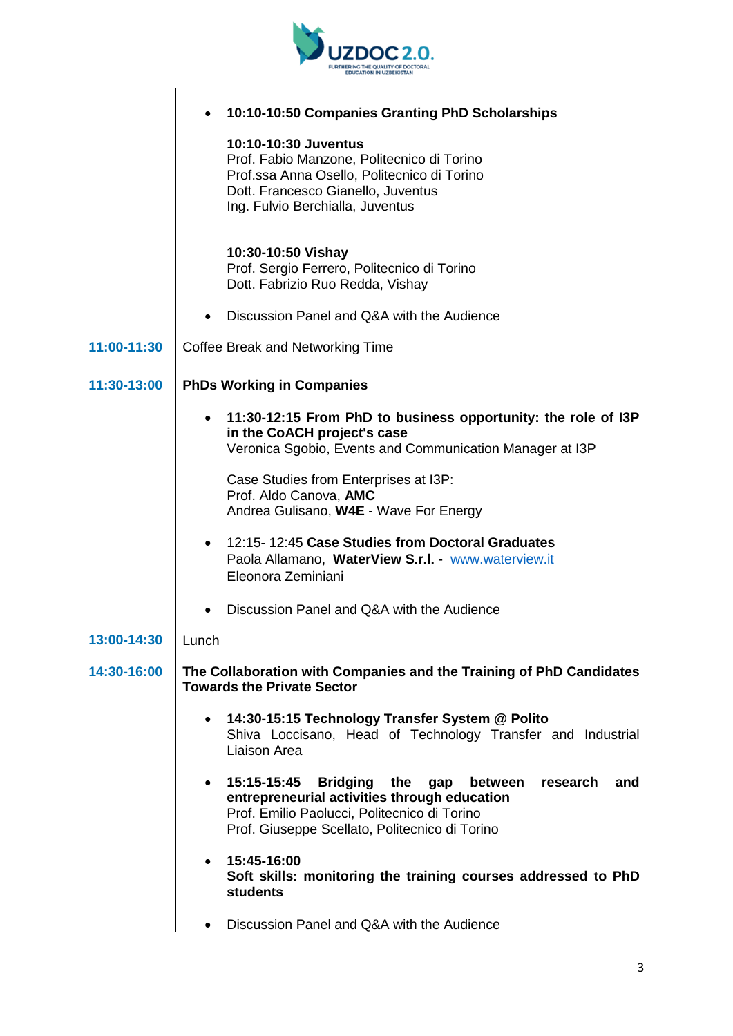- **10:10-10:50 Companies Granting PhD Scholarships**

  **10:10-10:30 Juventus**
  Prof. Fabio Manzone, Politecnico di Torino
  Prof.ssa Anna Osello, Politecnico di Torino
  Dott. Francesco Gianello, Juventus
  Ing. Fulvio Berchialla, Juventus

  **10:30-10:50 Vishay**
  Prof. Sergio Ferrero, Politecnico di Torino
  Dott. Fabrizio Ruo Redda, Vishay

- Discussion Panel and Q&A with the Audience

**11:00-11:30** Coffee Break and Networking Time

**11:30-13:00** **PhDs Working in Companies**

- **11:30-12:15 From PhD to business opportunity: the role of I3P in the CoACH project's case**
  Veronica Sgobio, Events and Communication Manager at I3P

  Case Studies from Enterprises at I3P:
  Prof. Aldo Canova, **AMC**
  Andrea Gulisano, **W4E** - Wave For Energy

- 12:15- 12:45 **Case Studies from Doctoral Graduates**
  Paola Allamano, **WaterView S.r.l.** - www.waterview.it
  Eleonora Zeminiani

- Discussion Panel and Q&A with the Audience

**13:00-14:30** Lunch

**14:30-16:00** **The Collaboration with Companies and the Training of PhD Candidates Towards the Private Sector**

- **14:30-15:15 Technology Transfer System @ Polito**
  Shiva Loccisano, Head of Technology Transfer and Industrial Liaison Area

- **15:15-15:45 Bridging the gap between research and entrepreneurial activities through education**
  Prof. Emilio Paolucci, Politecnico di Torino
  Prof. Giuseppe Scellato, Politecnico di Torino

- **15:45-16:00**
  **Soft skills: monitoring the training courses addressed to PhD students**

- Discussion Panel and Q&A with the Audience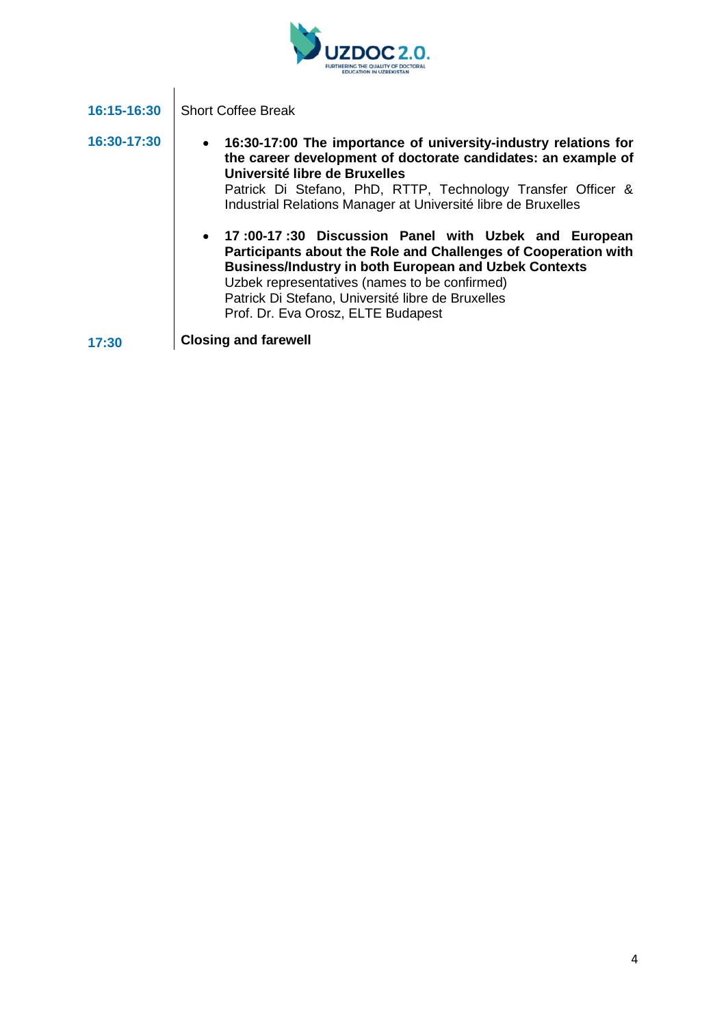| | |
|---|---|
| **16:15-16:30** | Short Coffee Break |
| **16:30-17:30** | • **16:30-17:00 The importance of university-industry relations for the career development of doctorate candidates: an example of Université libre de Bruxelles**<br>Patrick Di Stefano, PhD, RTTP, Technology Transfer Officer & Industrial Relations Manager at Université libre de Bruxelles<br><br>• **17 :00-17 :30 Discussion Panel with Uzbek and European Participants about the Role and Challenges of Cooperation with Business/Industry in both European and Uzbek Contexts**<br>Uzbek representatives (names to be confirmed)<br>Patrick Di Stefano, Université libre de Bruxelles<br>Prof. Dr. Eva Orosz, ELTE Budapest |
| **17:30** | **Closing and farewell** |